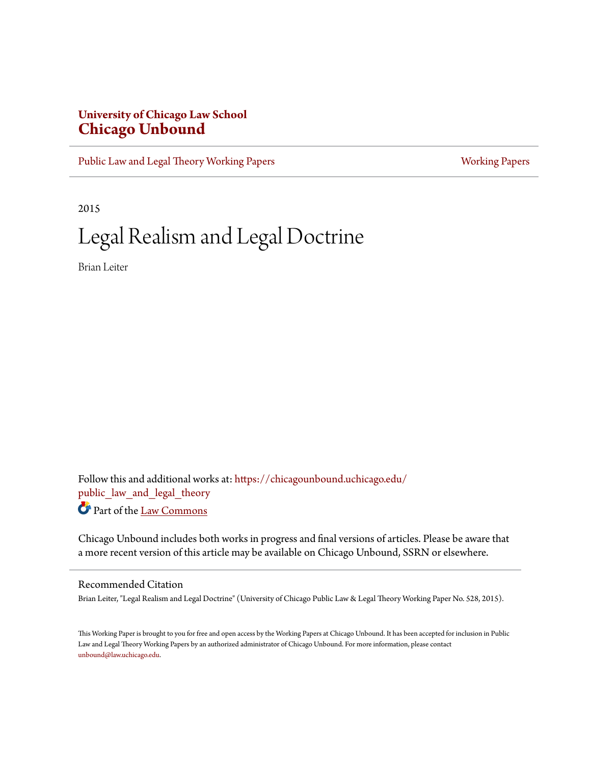**University of Chicago Law School**
**Chicago Unbound**

Public Law and Legal Theory Working Papers | Working Papers

2015

# Legal Realism and Legal Doctrine

Brian Leiter

Follow this and additional works at: https://chicagounbound.uchicago.edu/public_law_and_legal_theory

Part of the Law Commons

Chicago Unbound includes both works in progress and final versions of articles. Please be aware that a more recent version of this article may be available on Chicago Unbound, SSRN or elsewhere.

Recommended Citation

Brian Leiter, "Legal Realism and Legal Doctrine" (University of Chicago Public Law & Legal Theory Working Paper No. 528, 2015).

This Working Paper is brought to you for free and open access by the Working Papers at Chicago Unbound. It has been accepted for inclusion in Public Law and Legal Theory Working Papers by an authorized administrator of Chicago Unbound. For more information, please contact unbound@law.uchicago.edu.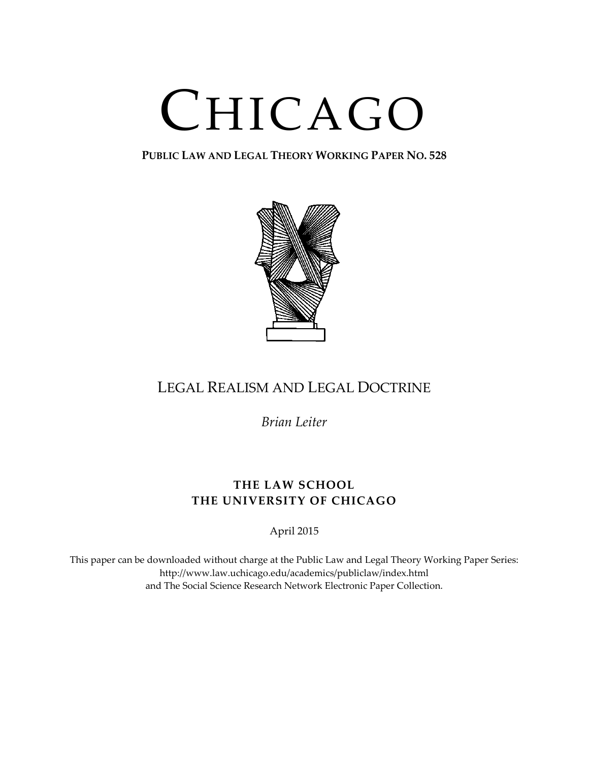# CHICAGO

**PUBLIC LAW AND LEGAL THEORY WORKING PAPER NO. 528**

## LEGAL REALISM AND LEGAL DOCTRINE

*Brian Leiter*

**THE LAW SCHOOL**
**THE UNIVERSITY OF CHICAGO**

April 2015

This paper can be downloaded without charge at the Public Law and Legal Theory Working Paper Series: http://www.law.uchicago.edu/academics/publiclaw/index.html and The Social Science Research Network Electronic Paper Collection.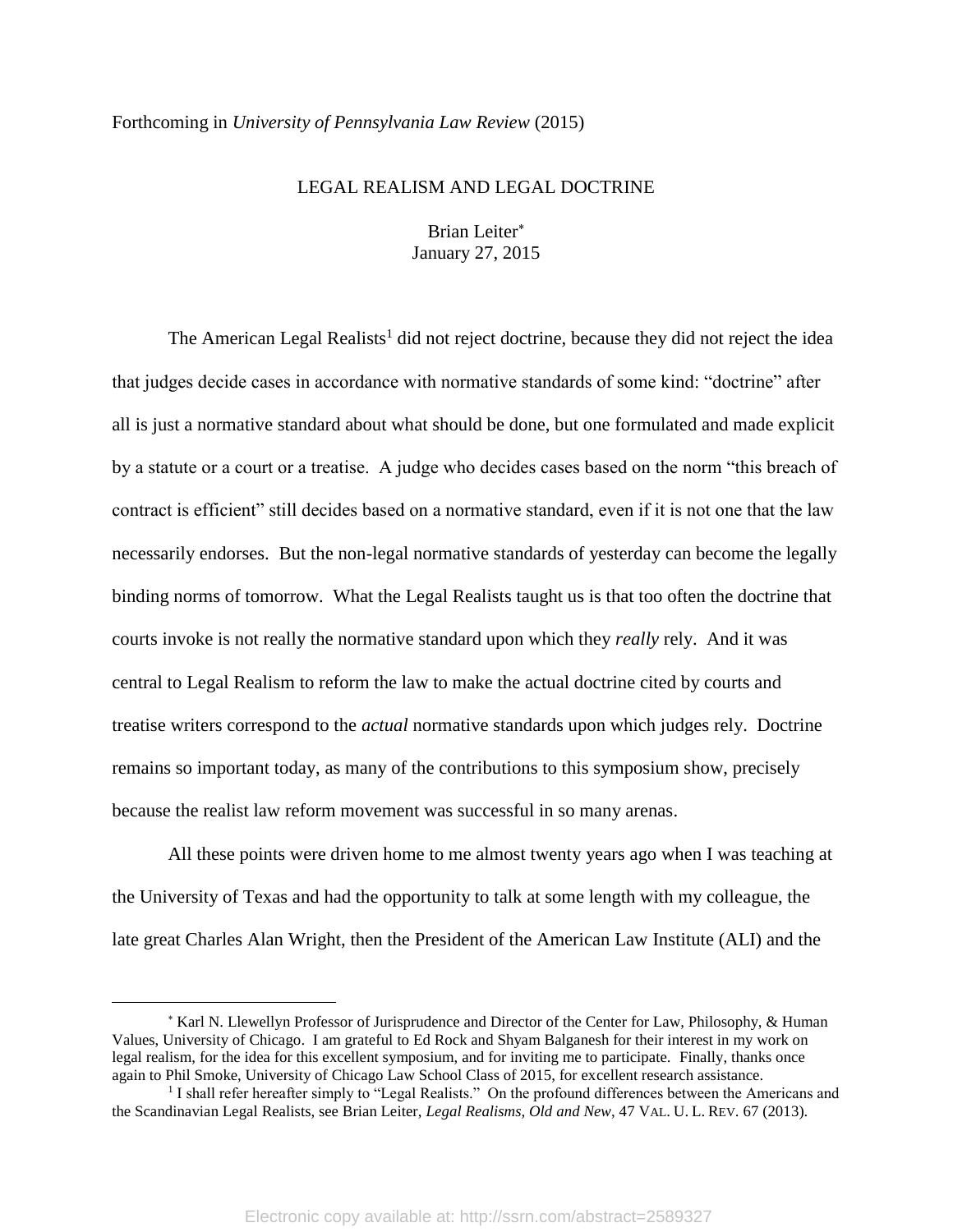Forthcoming in *University of Pennsylvania Law Review* (2015)

# LEGAL REALISM AND LEGAL DOCTRINE

Brian Leiter[*]
January 27, 2015

The American Legal Realists[1] did not reject doctrine, because they did not reject the idea that judges decide cases in accordance with normative standards of some kind: "doctrine" after all is just a normative standard about what should be done, but one formulated and made explicit by a statute or a court or a treatise. A judge who decides cases based on the norm "this breach of contract is efficient" still decides based on a normative standard, even if it is not one that the law necessarily endorses. But the non-legal normative standards of yesterday can become the legally binding norms of tomorrow. What the Legal Realists taught us is that too often the doctrine that courts invoke is not really the normative standard upon which they *really* rely. And it was central to Legal Realism to reform the law to make the actual doctrine cited by courts and treatise writers correspond to the *actual* normative standards upon which judges rely. Doctrine remains so important today, as many of the contributions to this symposium show, precisely because the realist law reform movement was successful in so many arenas.

All these points were driven home to me almost twenty years ago when I was teaching at the University of Texas and had the opportunity to talk at some length with my colleague, the late great Charles Alan Wright, then the President of the American Law Institute (ALI) and the

---

[*] Karl N. Llewellyn Professor of Jurisprudence and Director of the Center for Law, Philosophy, & Human Values, University of Chicago. I am grateful to Ed Rock and Shyam Balganesh for their interest in my work on legal realism, for the idea for this excellent symposium, and for inviting me to participate. Finally, thanks once again to Phil Smoke, University of Chicago Law School Class of 2015, for excellent research assistance.

[1] I shall refer hereafter simply to "Legal Realists." On the profound differences between the Americans and the Scandinavian Legal Realists, see Brian Leiter, *Legal Realisms, Old and New*, 47 VAL. U. L. REV. 67 (2013).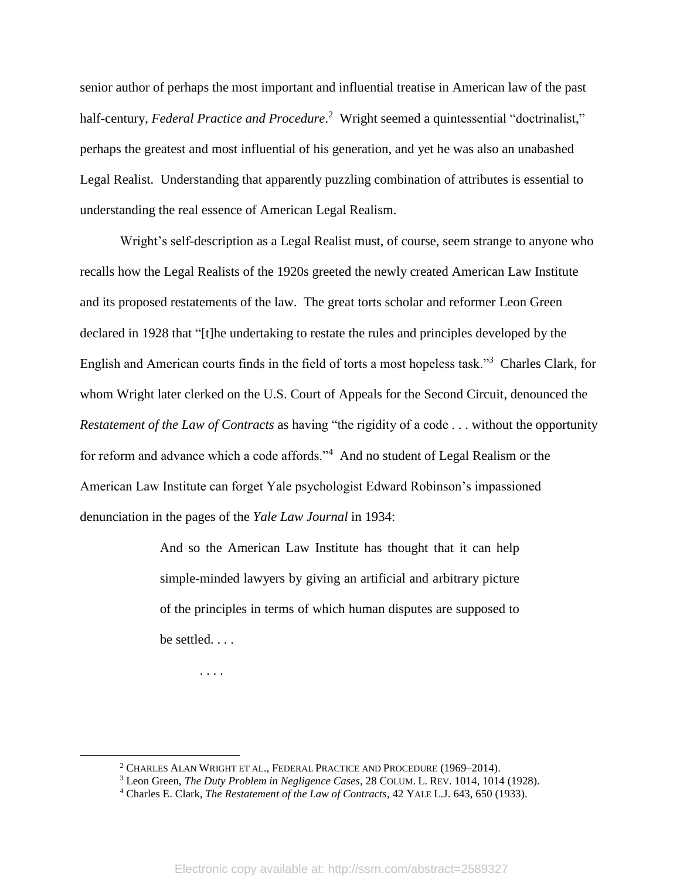senior author of perhaps the most important and influential treatise in American law of the past half-century, *Federal Practice and Procedure*.[2] Wright seemed a quintessential "doctrinalist," perhaps the greatest and most influential of his generation, and yet he was also an unabashed Legal Realist. Understanding that apparently puzzling combination of attributes is essential to understanding the real essence of American Legal Realism.

Wright's self-description as a Legal Realist must, of course, seem strange to anyone who recalls how the Legal Realists of the 1920s greeted the newly created American Law Institute and its proposed restatements of the law. The great torts scholar and reformer Leon Green declared in 1928 that "[t]he undertaking to restate the rules and principles developed by the English and American courts finds in the field of torts a most hopeless task."[3] Charles Clark, for whom Wright later clerked on the U.S. Court of Appeals for the Second Circuit, denounced the *Restatement of the Law of Contracts* as having "the rigidity of a code . . . without the opportunity for reform and advance which a code affords."[4] And no student of Legal Realism or the American Law Institute can forget Yale psychologist Edward Robinson's impassioned denunciation in the pages of the *Yale Law Journal* in 1934:

> And so the American Law Institute has thought that it can help simple-minded lawyers by giving an artificial and arbitrary picture of the principles in terms of which human disputes are supposed to be settled. . . .
>
> . . . .

---

[2] CHARLES ALAN WRIGHT ET AL., FEDERAL PRACTICE AND PROCEDURE (1969–2014).

[3] Leon Green, *The Duty Problem in Negligence Cases*, 28 COLUM. L. REV. 1014, 1014 (1928).

[4] Charles E. Clark, *The Restatement of the Law of Contracts*, 42 YALE L.J. 643, 650 (1933).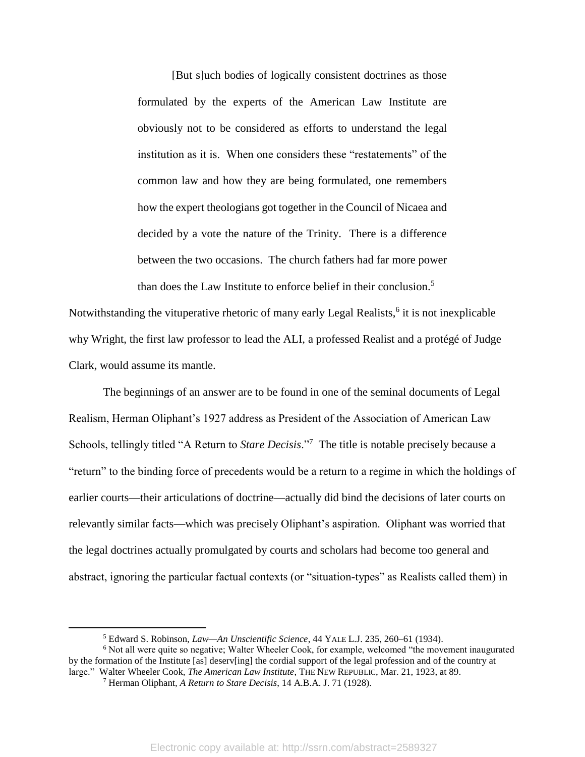> [But s]uch bodies of logically consistent doctrines as those formulated by the experts of the American Law Institute are obviously not to be considered as efforts to understand the legal institution as it is. When one considers these "restatements" of the common law and how they are being formulated, one remembers how the expert theologians got together in the Council of Nicaea and decided by a vote the nature of the Trinity. There is a difference between the two occasions. The church fathers had far more power than does the Law Institute to enforce belief in their conclusion.[5]

Notwithstanding the vituperative rhetoric of many early Legal Realists,[6] it is not inexplicable why Wright, the first law professor to lead the ALI, a professed Realist and a protégé of Judge Clark, would assume its mantle.

The beginnings of an answer are to be found in one of the seminal documents of Legal Realism, Herman Oliphant's 1927 address as President of the Association of American Law Schools, tellingly titled "A Return to *Stare Decisis*."[7] The title is notable precisely because a "return" to the binding force of precedents would be a return to a regime in which the holdings of earlier courts—their articulations of doctrine—actually did bind the decisions of later courts on relevantly similar facts—which was precisely Oliphant's aspiration. Oliphant was worried that the legal doctrines actually promulgated by courts and scholars had become too general and abstract, ignoring the particular factual contexts (or "situation-types" as Realists called them) in

---

[5] Edward S. Robinson, *Law—An Unscientific Science*, 44 YALE L.J. 235, 260–61 (1934).

[6] Not all were quite so negative; Walter Wheeler Cook, for example, welcomed "the movement inaugurated by the formation of the Institute [as] deserv[ing] the cordial support of the legal profession and of the country at large." Walter Wheeler Cook, *The American Law Institute*, THE NEW REPUBLIC, Mar. 21, 1923, at 89.

[7] Herman Oliphant, *A Return to Stare Decisis*, 14 A.B.A. J. 71 (1928).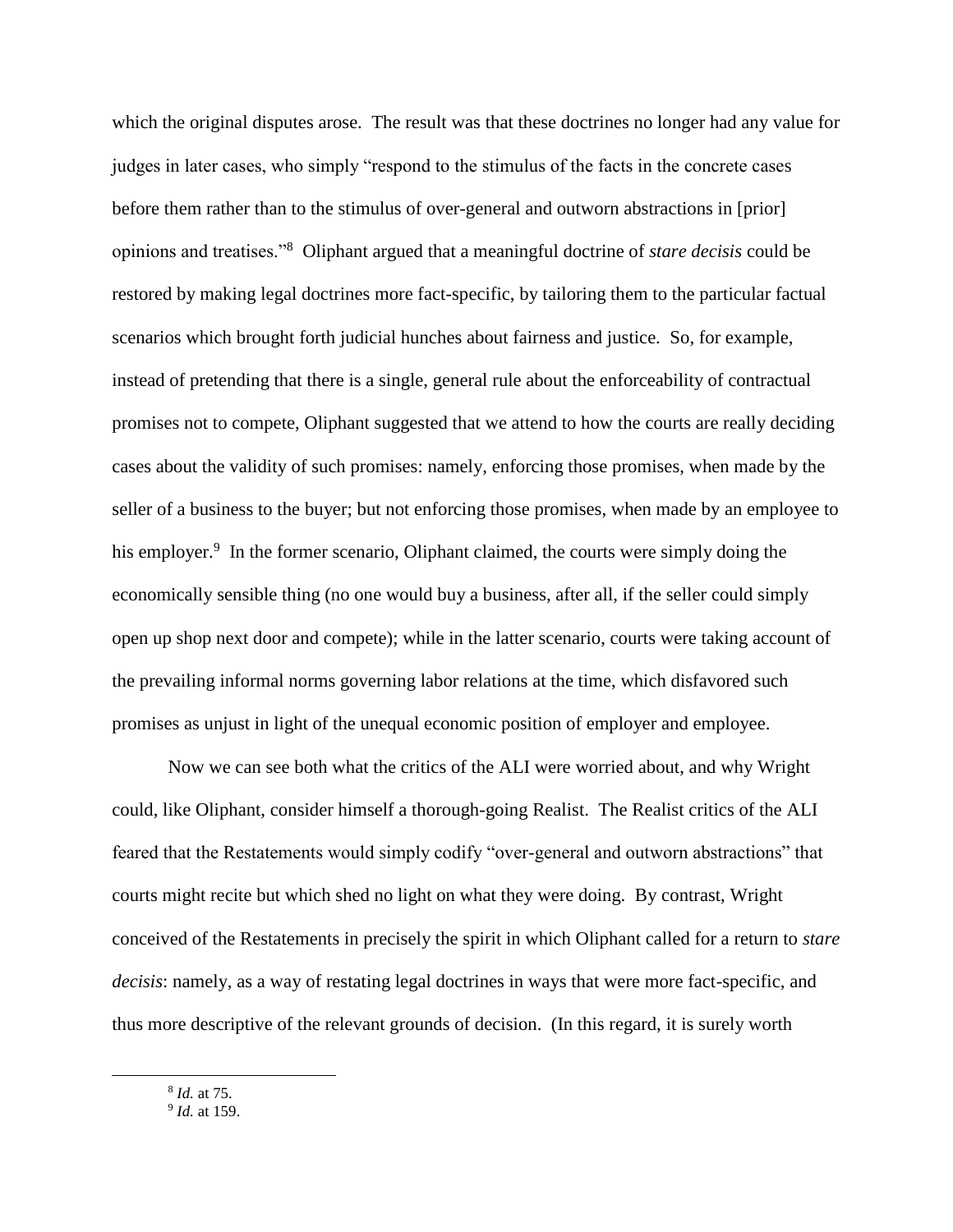which the original disputes arose. The result was that these doctrines no longer had any value for judges in later cases, who simply "respond to the stimulus of the facts in the concrete cases before them rather than to the stimulus of over-general and outworn abstractions in [prior] opinions and treatises."[8] Oliphant argued that a meaningful doctrine of *stare decisis* could be restored by making legal doctrines more fact-specific, by tailoring them to the particular factual scenarios which brought forth judicial hunches about fairness and justice. So, for example, instead of pretending that there is a single, general rule about the enforceability of contractual promises not to compete, Oliphant suggested that we attend to how the courts are really deciding cases about the validity of such promises: namely, enforcing those promises, when made by the seller of a business to the buyer; but not enforcing those promises, when made by an employee to his employer.[9] In the former scenario, Oliphant claimed, the courts were simply doing the economically sensible thing (no one would buy a business, after all, if the seller could simply open up shop next door and compete); while in the latter scenario, courts were taking account of the prevailing informal norms governing labor relations at the time, which disfavored such promises as unjust in light of the unequal economic position of employer and employee.

Now we can see both what the critics of the ALI were worried about, and why Wright could, like Oliphant, consider himself a thorough-going Realist. The Realist critics of the ALI feared that the Restatements would simply codify "over-general and outworn abstractions" that courts might recite but which shed no light on what they were doing. By contrast, Wright conceived of the Restatements in precisely the spirit in which Oliphant called for a return to *stare decisis*: namely, as a way of restating legal doctrines in ways that were more fact-specific, and thus more descriptive of the relevant grounds of decision. (In this regard, it is surely worth

---

[8] *Id.* at 75.

[9] *Id.* at 159.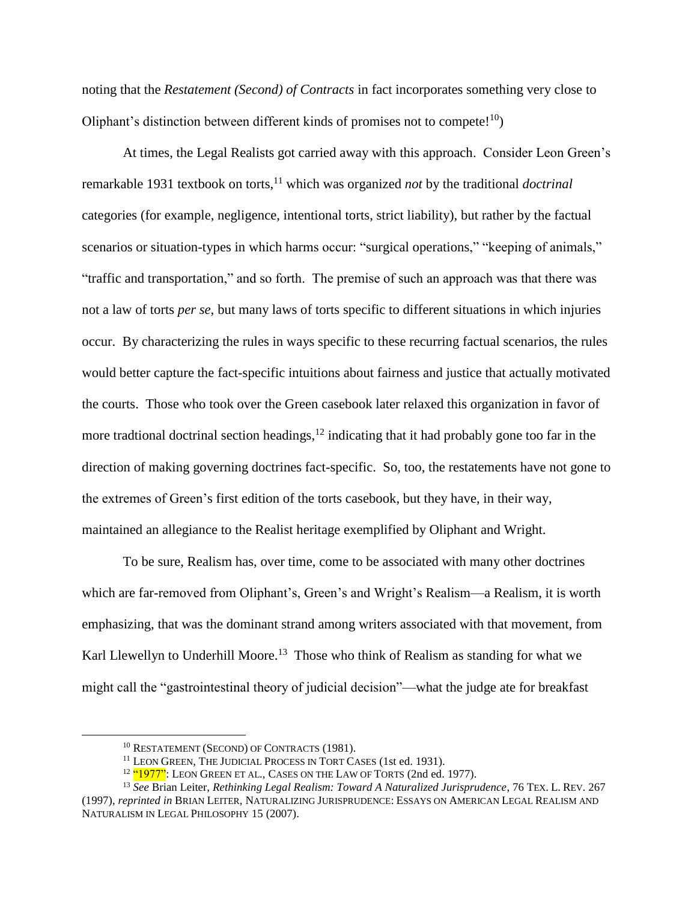noting that the *Restatement (Second) of Contracts* in fact incorporates something very close to Oliphant's distinction between different kinds of promises not to compete![10])

At times, the Legal Realists got carried away with this approach. Consider Leon Green's remarkable 1931 textbook on torts,[11] which was organized *not* by the traditional *doctrinal* categories (for example, negligence, intentional torts, strict liability), but rather by the factual scenarios or situation-types in which harms occur: "surgical operations," "keeping of animals," "traffic and transportation," and so forth. The premise of such an approach was that there was not a law of torts *per se*, but many laws of torts specific to different situations in which injuries occur. By characterizing the rules in ways specific to these recurring factual scenarios, the rules would better capture the fact-specific intuitions about fairness and justice that actually motivated the courts. Those who took over the Green casebook later relaxed this organization in favor of more tradtional doctrinal section headings,[12] indicating that it had probably gone too far in the direction of making governing doctrines fact-specific. So, too, the restatements have not gone to the extremes of Green's first edition of the torts casebook, but they have, in their way, maintained an allegiance to the Realist heritage exemplified by Oliphant and Wright.

To be sure, Realism has, over time, come to be associated with many other doctrines which are far-removed from Oliphant's, Green's and Wright's Realism—a Realism, it is worth emphasizing, that was the dominant strand among writers associated with that movement, from Karl Llewellyn to Underhill Moore.[13] Those who think of Realism as standing for what we might call the "gastrointestinal theory of judicial decision"—what the judge ate for breakfast

---

[10] RESTATEMENT (SECOND) OF CONTRACTS (1981).

[11] LEON GREEN, THE JUDICIAL PROCESS IN TORT CASES (1st ed. 1931).

[12] "1977": LEON GREEN ET AL., CASES ON THE LAW OF TORTS (2nd ed. 1977).

[13] *See* Brian Leiter, *Rethinking Legal Realism: Toward A Naturalized Jurisprudence*, 76 TEX. L. REV. 267 (1997), *reprinted in* BRIAN LEITER, NATURALIZING JURISPRUDENCE: ESSAYS ON AMERICAN LEGAL REALISM AND NATURALISM IN LEGAL PHILOSOPHY 15 (2007).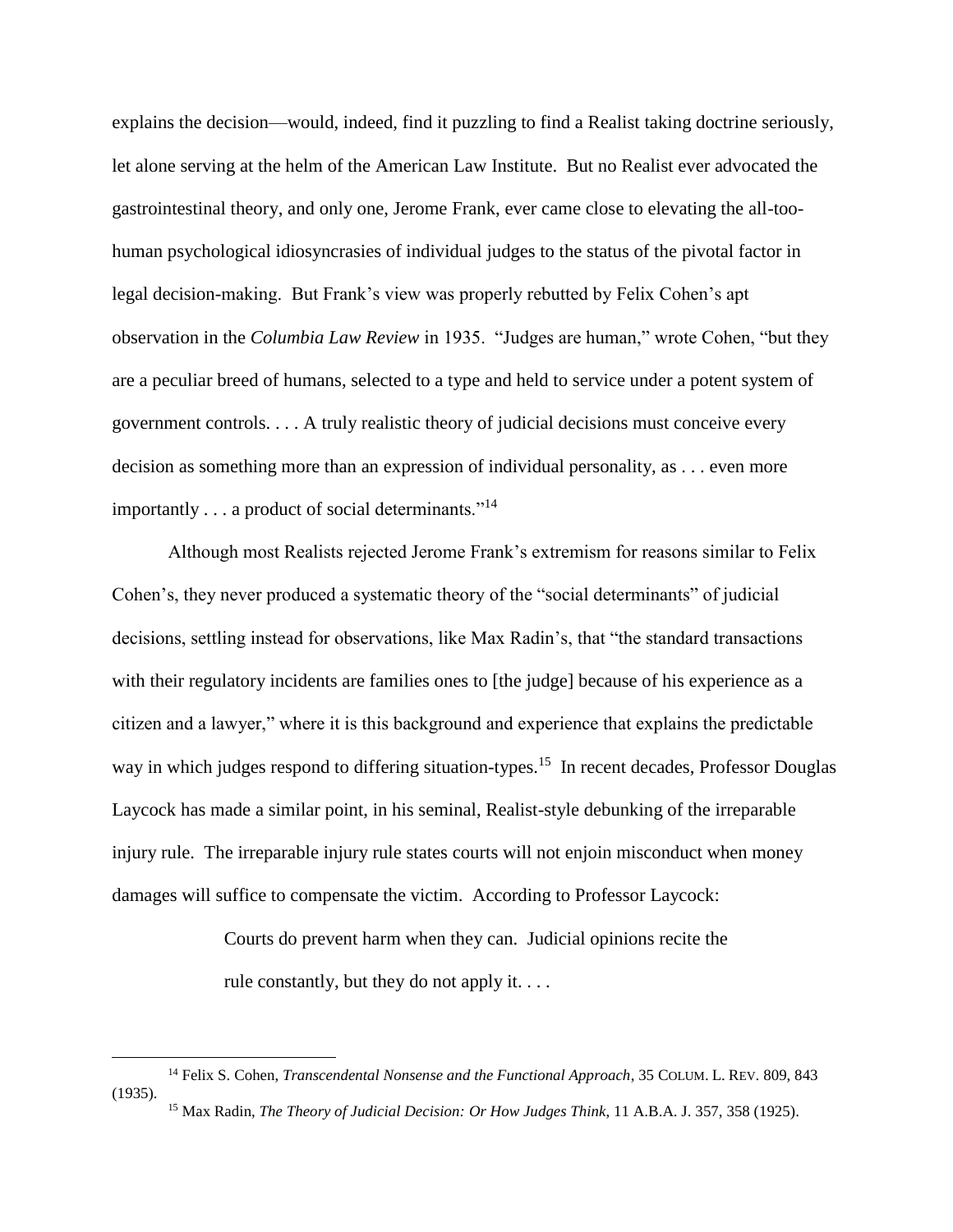explains the decision—would, indeed, find it puzzling to find a Realist taking doctrine seriously, let alone serving at the helm of the American Law Institute. But no Realist ever advocated the gastrointestinal theory, and only one, Jerome Frank, ever came close to elevating the all-too-human psychological idiosyncrasies of individual judges to the status of the pivotal factor in legal decision-making. But Frank's view was properly rebutted by Felix Cohen's apt observation in the *Columbia Law Review* in 1935. "Judges are human," wrote Cohen, "but they are a peculiar breed of humans, selected to a type and held to service under a potent system of government controls. . . . A truly realistic theory of judicial decisions must conceive every decision as something more than an expression of individual personality, as . . . even more importantly . . . a product of social determinants."[14]

Although most Realists rejected Jerome Frank's extremism for reasons similar to Felix Cohen's, they never produced a systematic theory of the "social determinants" of judicial decisions, settling instead for observations, like Max Radin's, that "the standard transactions with their regulatory incidents are families ones to [the judge] because of his experience as a citizen and a lawyer," where it is this background and experience that explains the predictable way in which judges respond to differing situation-types.[15] In recent decades, Professor Douglas Laycock has made a similar point, in his seminal, Realist-style debunking of the irreparable injury rule. The irreparable injury rule states courts will not enjoin misconduct when money damages will suffice to compensate the victim. According to Professor Laycock:

> Courts do prevent harm when they can. Judicial opinions recite the rule constantly, but they do not apply it. . . .

---

[14] Felix S. Cohen, *Transcendental Nonsense and the Functional Approach*, 35 COLUM. L. REV. 809, 843 (1935).

[15] Max Radin, *The Theory of Judicial Decision: Or How Judges Think*, 11 A.B.A. J. 357, 358 (1925).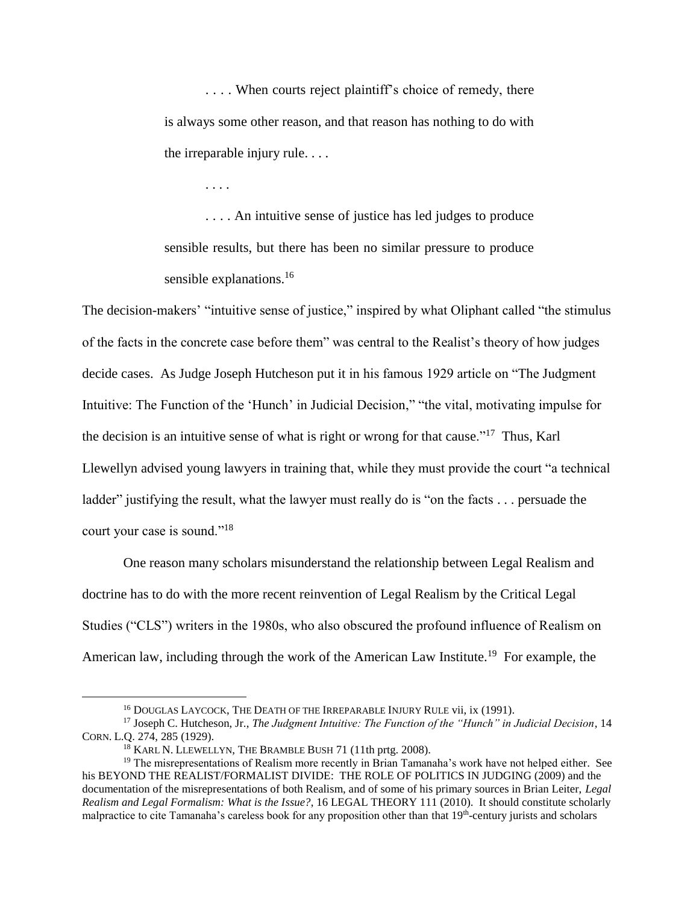> . . . . When courts reject plaintiff's choice of remedy, there is always some other reason, and that reason has nothing to do with the irreparable injury rule. . . .
>
> . . . .
>
> . . . . An intuitive sense of justice has led judges to produce sensible results, but there has been no similar pressure to produce sensible explanations.[16]

The decision-makers' "intuitive sense of justice," inspired by what Oliphant called "the stimulus of the facts in the concrete case before them" was central to the Realist's theory of how judges decide cases. As Judge Joseph Hutcheson put it in his famous 1929 article on "The Judgment Intuitive: The Function of the 'Hunch' in Judicial Decision," "the vital, motivating impulse for the decision is an intuitive sense of what is right or wrong for that cause."[17] Thus, Karl Llewellyn advised young lawyers in training that, while they must provide the court "a technical ladder" justifying the result, what the lawyer must really do is "on the facts . . . persuade the court your case is sound."[18]

One reason many scholars misunderstand the relationship between Legal Realism and doctrine has to do with the more recent reinvention of Legal Realism by the Critical Legal Studies ("CLS") writers in the 1980s, who also obscured the profound influence of Realism on American law, including through the work of the American Law Institute.[19] For example, the

---

[16] DOUGLAS LAYCOCK, THE DEATH OF THE IRREPARABLE INJURY RULE vii, ix (1991).

[17] Joseph C. Hutcheson, Jr., *The Judgment Intuitive: The Function of the "Hunch" in Judicial Decision*, 14 CORN. L.Q. 274, 285 (1929).

[18] KARL N. LLEWELLYN, THE BRAMBLE BUSH 71 (11th prtg. 2008).

[19] The misrepresentations of Realism more recently in Brian Tamanaha's work have not helped either. See his BEYOND THE REALIST/FORMALIST DIVIDE: THE ROLE OF POLITICS IN JUDGING (2009) and the documentation of the misrepresentations of both Realism, and of some of his primary sources in Brian Leiter, *Legal Realism and Legal Formalism: What is the Issue?*, 16 LEGAL THEORY 111 (2010). It should constitute scholarly malpractice to cite Tamanaha's careless book for any proposition other than that 19th-century jurists and scholars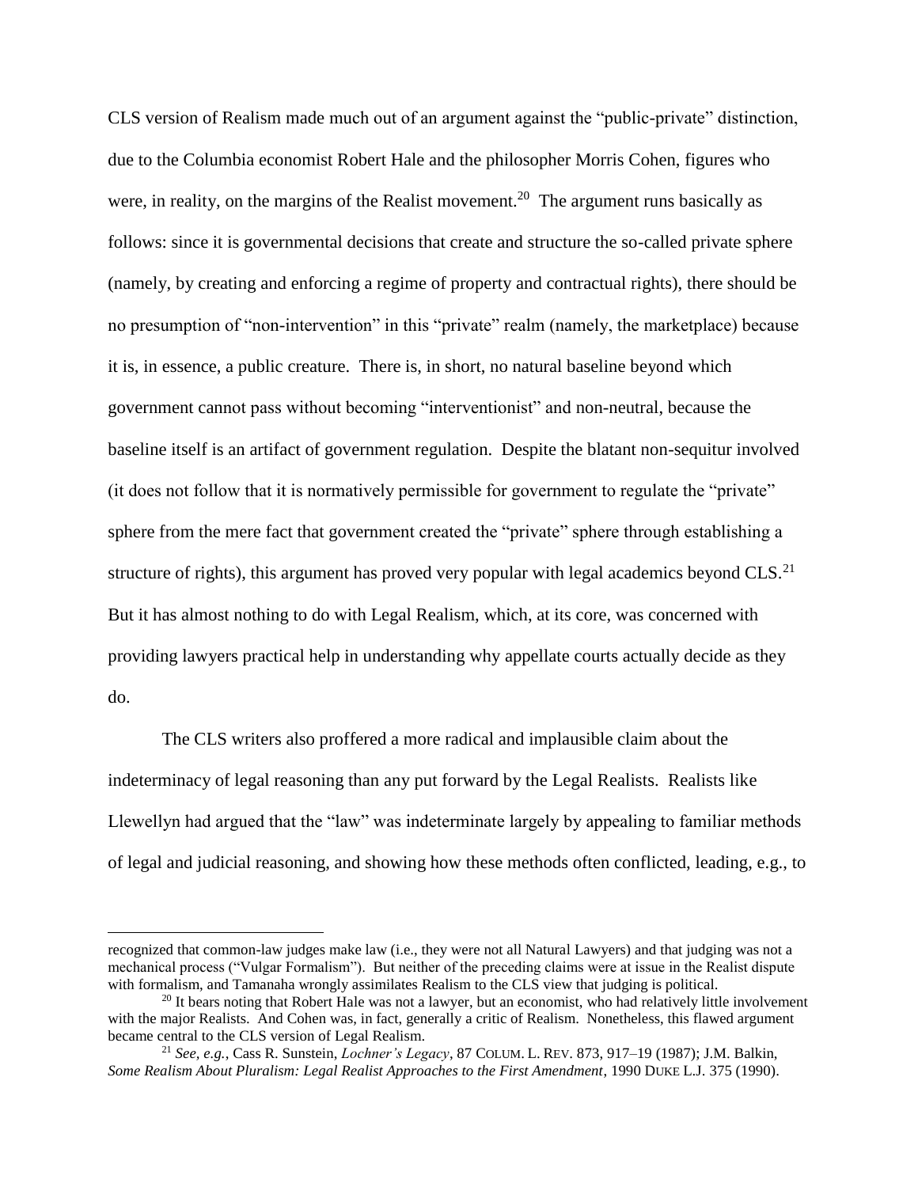CLS version of Realism made much out of an argument against the "public-private" distinction, due to the Columbia economist Robert Hale and the philosopher Morris Cohen, figures who were, in reality, on the margins of the Realist movement.[20] The argument runs basically as follows: since it is governmental decisions that create and structure the so-called private sphere (namely, by creating and enforcing a regime of property and contractual rights), there should be no presumption of "non-intervention" in this "private" realm (namely, the marketplace) because it is, in essence, a public creature. There is, in short, no natural baseline beyond which government cannot pass without becoming "interventionist" and non-neutral, because the baseline itself is an artifact of government regulation. Despite the blatant non-sequitur involved (it does not follow that it is normatively permissible for government to regulate the "private" sphere from the mere fact that government created the "private" sphere through establishing a structure of rights), this argument has proved very popular with legal academics beyond CLS.[21] But it has almost nothing to do with Legal Realism, which, at its core, was concerned with providing lawyers practical help in understanding why appellate courts actually decide as they do.

The CLS writers also proffered a more radical and implausible claim about the indeterminacy of legal reasoning than any put forward by the Legal Realists. Realists like Llewellyn had argued that the "law" was indeterminate largely by appealing to familiar methods of legal and judicial reasoning, and showing how these methods often conflicted, leading, e.g., to

---

recognized that common-law judges make law (i.e., they were not all Natural Lawyers) and that judging was not a mechanical process ("Vulgar Formalism"). But neither of the preceding claims were at issue in the Realist dispute with formalism, and Tamanaha wrongly assimilates Realism to the CLS view that judging is political.

[20] It bears noting that Robert Hale was not a lawyer, but an economist, who had relatively little involvement with the major Realists. And Cohen was, in fact, generally a critic of Realism. Nonetheless, this flawed argument became central to the CLS version of Legal Realism.

[21] *See, e.g.*, Cass R. Sunstein, *Lochner's Legacy*, 87 COLUM. L. REV. 873, 917–19 (1987); J.M. Balkin, *Some Realism About Pluralism: Legal Realist Approaches to the First Amendment*, 1990 DUKE L.J. 375 (1990).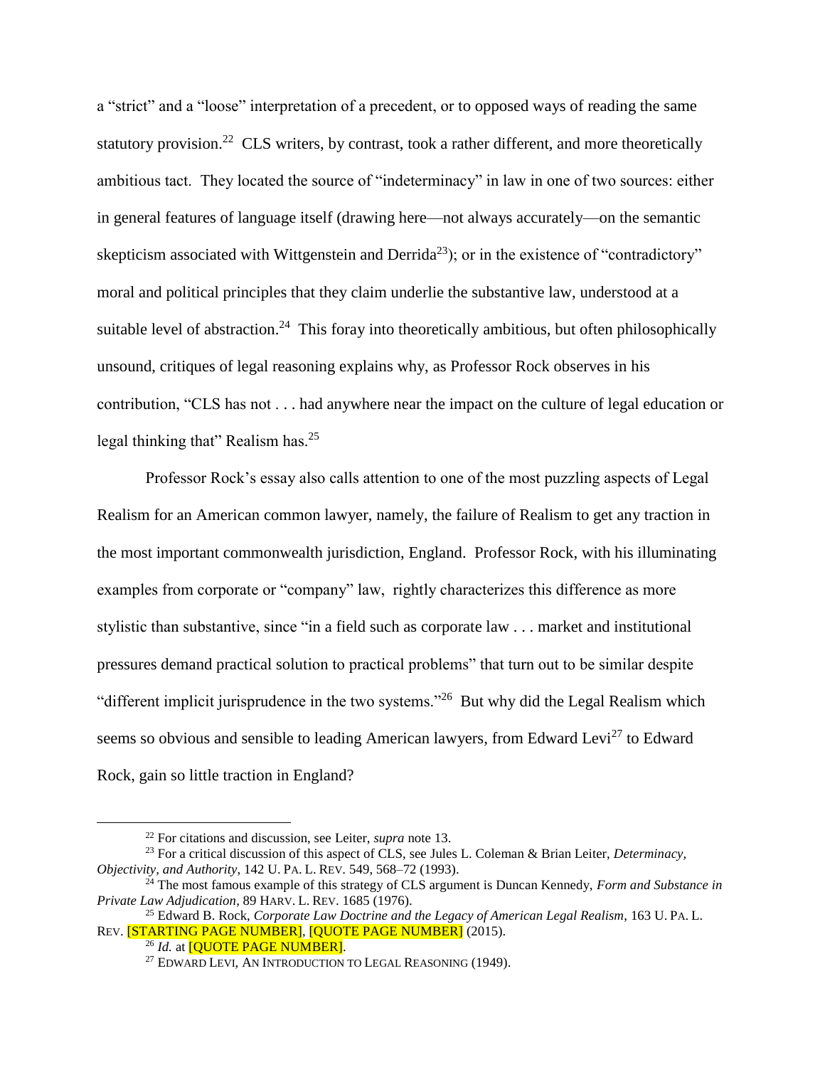a "strict" and a "loose" interpretation of a precedent, or to opposed ways of reading the same statutory provision.[22] CLS writers, by contrast, took a rather different, and more theoretically ambitious tact. They located the source of "indeterminacy" in law in one of two sources: either in general features of language itself (drawing here—not always accurately—on the semantic skepticism associated with Wittgenstein and Derrida[23]); or in the existence of "contradictory" moral and political principles that they claim underlie the substantive law, understood at a suitable level of abstraction.[24] This foray into theoretically ambitious, but often philosophically unsound, critiques of legal reasoning explains why, as Professor Rock observes in his contribution, "CLS has not . . . had anywhere near the impact on the culture of legal education or legal thinking that" Realism has.[25]

Professor Rock's essay also calls attention to one of the most puzzling aspects of Legal Realism for an American common lawyer, namely, the failure of Realism to get any traction in the most important commonwealth jurisdiction, England. Professor Rock, with his illuminating examples from corporate or "company" law, rightly characterizes this difference as more stylistic than substantive, since "in a field such as corporate law . . . market and institutional pressures demand practical solution to practical problems" that turn out to be similar despite "different implicit jurisprudence in the two systems."[26] But why did the Legal Realism which seems so obvious and sensible to leading American lawyers, from Edward Levi[27] to Edward Rock, gain so little traction in England?

---

[22] For citations and discussion, see Leiter, *supra* note 13.

[23] For a critical discussion of this aspect of CLS, see Jules L. Coleman & Brian Leiter, *Determinacy, Objectivity, and Authority*, 142 U. PA. L. REV. 549, 568–72 (1993).

[24] The most famous example of this strategy of CLS argument is Duncan Kennedy, *Form and Substance in Private Law Adjudication*, 89 HARV. L. REV. 1685 (1976).

[25] Edward B. Rock, *Corporate Law Doctrine and the Legacy of American Legal Realism*, 163 U. PA. L. REV. [STARTING PAGE NUMBER], [QUOTE PAGE NUMBER] (2015).

[26] *Id.* at [QUOTE PAGE NUMBER].

[27] EDWARD LEVI, AN INTRODUCTION TO LEGAL REASONING (1949).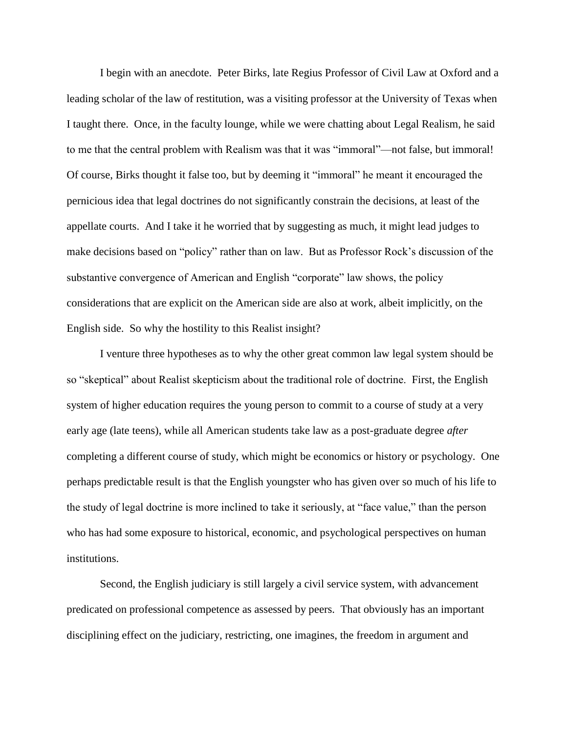I begin with an anecdote. Peter Birks, late Regius Professor of Civil Law at Oxford and a leading scholar of the law of restitution, was a visiting professor at the University of Texas when I taught there. Once, in the faculty lounge, while we were chatting about Legal Realism, he said to me that the central problem with Realism was that it was "immoral"—not false, but immoral! Of course, Birks thought it false too, but by deeming it "immoral" he meant it encouraged the pernicious idea that legal doctrines do not significantly constrain the decisions, at least of the appellate courts. And I take it he worried that by suggesting as much, it might lead judges to make decisions based on "policy" rather than on law. But as Professor Rock's discussion of the substantive convergence of American and English "corporate" law shows, the policy considerations that are explicit on the American side are also at work, albeit implicitly, on the English side. So why the hostility to this Realist insight?

I venture three hypotheses as to why the other great common law legal system should be so "skeptical" about Realist skepticism about the traditional role of doctrine. First, the English system of higher education requires the young person to commit to a course of study at a very early age (late teens), while all American students take law as a post-graduate degree *after* completing a different course of study, which might be economics or history or psychology. One perhaps predictable result is that the English youngster who has given over so much of his life to the study of legal doctrine is more inclined to take it seriously, at "face value," than the person who has had some exposure to historical, economic, and psychological perspectives on human institutions.

Second, the English judiciary is still largely a civil service system, with advancement predicated on professional competence as assessed by peers. That obviously has an important disciplining effect on the judiciary, restricting, one imagines, the freedom in argument and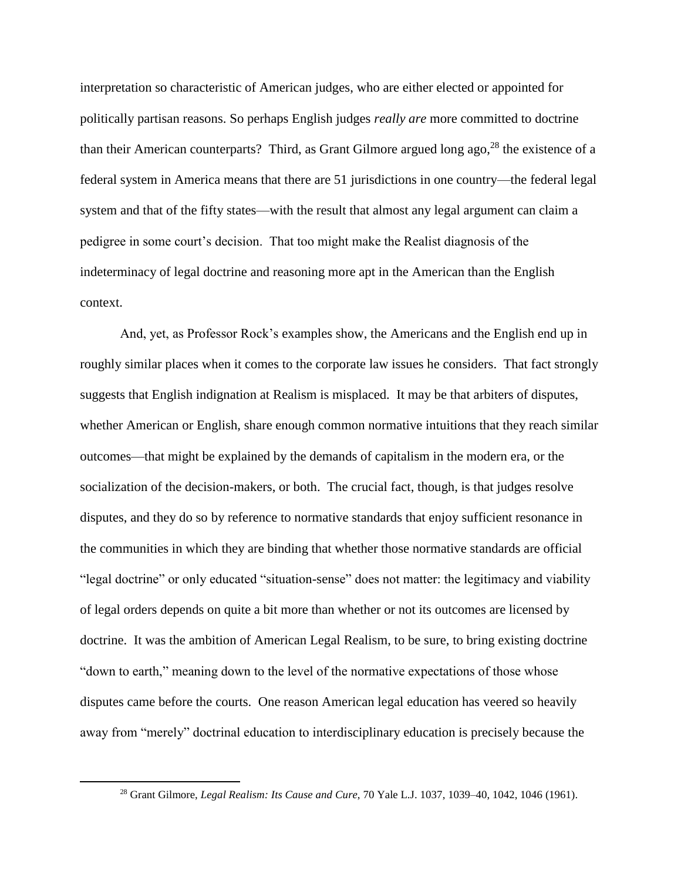interpretation so characteristic of American judges, who are either elected or appointed for politically partisan reasons. So perhaps English judges *really are* more committed to doctrine than their American counterparts? Third, as Grant Gilmore argued long ago,[28] the existence of a federal system in America means that there are 51 jurisdictions in one country—the federal legal system and that of the fifty states—with the result that almost any legal argument can claim a pedigree in some court's decision. That too might make the Realist diagnosis of the indeterminacy of legal doctrine and reasoning more apt in the American than the English context.

And, yet, as Professor Rock's examples show, the Americans and the English end up in roughly similar places when it comes to the corporate law issues he considers. That fact strongly suggests that English indignation at Realism is misplaced. It may be that arbiters of disputes, whether American or English, share enough common normative intuitions that they reach similar outcomes—that might be explained by the demands of capitalism in the modern era, or the socialization of the decision-makers, or both. The crucial fact, though, is that judges resolve disputes, and they do so by reference to normative standards that enjoy sufficient resonance in the communities in which they are binding that whether those normative standards are official "legal doctrine" or only educated "situation-sense" does not matter: the legitimacy and viability of legal orders depends on quite a bit more than whether or not its outcomes are licensed by doctrine. It was the ambition of American Legal Realism, to be sure, to bring existing doctrine "down to earth," meaning down to the level of the normative expectations of those whose disputes came before the courts. One reason American legal education has veered so heavily away from "merely" doctrinal education to interdisciplinary education is precisely because the

[28] Grant Gilmore, *Legal Realism: Its Cause and Cure*, 70 Yale L.J. 1037, 1039–40, 1042, 1046 (1961).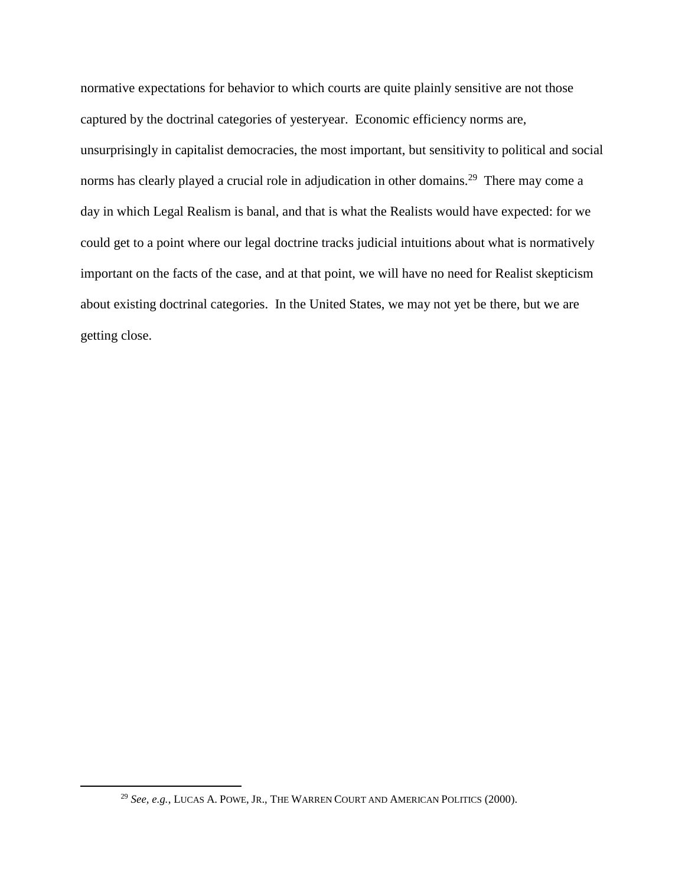normative expectations for behavior to which courts are quite plainly sensitive are not those captured by the doctrinal categories of yesteryear. Economic efficiency norms are, unsurprisingly in capitalist democracies, the most important, but sensitivity to political and social norms has clearly played a crucial role in adjudication in other domains.[29] There may come a day in which Legal Realism is banal, and that is what the Realists would have expected: for we could get to a point where our legal doctrine tracks judicial intuitions about what is normatively important on the facts of the case, and at that point, we will have no need for Realist skepticism about existing doctrinal categories. In the United States, we may not yet be there, but we are getting close.

---

[29] *See, e.g.*, LUCAS A. POWE, JR., THE WARREN COURT AND AMERICAN POLITICS (2000).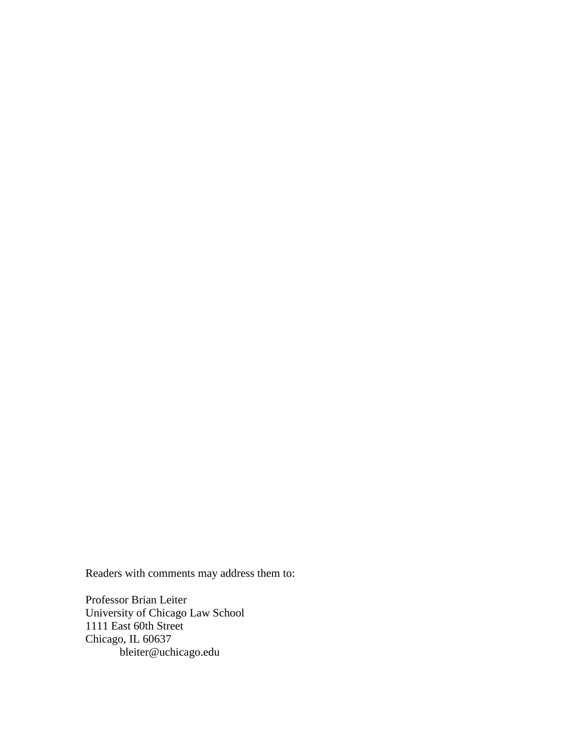Readers with comments may address them to:

Professor Brian Leiter  
University of Chicago Law School  
1111 East 60th Street  
Chicago, IL 60637  
bleiter@uchicago.edu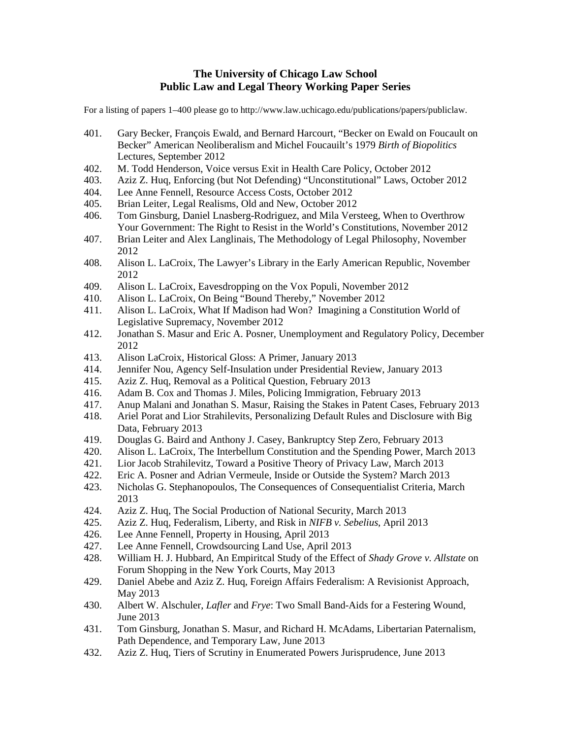**The University of Chicago Law School**
**Public Law and Legal Theory Working Paper Series**

For a listing of papers 1–400 please go to http://www.law.uchicago.edu/publications/papers/publiclaw.

401. Gary Becker, François Ewald, and Bernard Harcourt, "Becker on Ewald on Foucault on Becker" American Neoliberalism and Michel Foucauilt's 1979 *Birth of Biopolitics* Lectures, September 2012
402. M. Todd Henderson, Voice versus Exit in Health Care Policy, October 2012
403. Aziz Z. Huq, Enforcing (but Not Defending) "Unconstitutional" Laws, October 2012
404. Lee Anne Fennell, Resource Access Costs, October 2012
405. Brian Leiter, Legal Realisms, Old and New, October 2012
406. Tom Ginsburg, Daniel Lnasberg-Rodriguez, and Mila Versteeg, When to Overthrow Your Government: The Right to Resist in the World's Constitutions, November 2012
407. Brian Leiter and Alex Langlinais, The Methodology of Legal Philosophy, November 2012
408. Alison L. LaCroix, The Lawyer's Library in the Early American Republic, November 2012
409. Alison L. LaCroix, Eavesdropping on the Vox Populi, November 2012
410. Alison L. LaCroix, On Being "Bound Thereby," November 2012
411. Alison L. LaCroix, What If Madison had Won? Imagining a Constitution World of Legislative Supremacy, November 2012
412. Jonathan S. Masur and Eric A. Posner, Unemployment and Regulatory Policy, December 2012
413. Alison LaCroix, Historical Gloss: A Primer, January 2013
414. Jennifer Nou, Agency Self-Insulation under Presidential Review, January 2013
415. Aziz Z. Huq, Removal as a Political Question, February 2013
416. Adam B. Cox and Thomas J. Miles, Policing Immigration, February 2013
417. Anup Malani and Jonathan S. Masur, Raising the Stakes in Patent Cases, February 2013
418. Ariel Porat and Lior Strahilevits, Personalizing Default Rules and Disclosure with Big Data, February 2013
419. Douglas G. Baird and Anthony J. Casey, Bankruptcy Step Zero, February 2013
420. Alison L. LaCroix, The Interbellum Constitution and the Spending Power, March 2013
421. Lior Jacob Strahilevitz, Toward a Positive Theory of Privacy Law, March 2013
422. Eric A. Posner and Adrian Vermeule, Inside or Outside the System? March 2013
423. Nicholas G. Stephanopoulos, The Consequences of Consequentialist Criteria, March 2013
424. Aziz Z. Huq, The Social Production of National Security, March 2013
425. Aziz Z. Huq, Federalism, Liberty, and Risk in *NIFB v. Sebelius*, April 2013
426. Lee Anne Fennell, Property in Housing, April 2013
427. Lee Anne Fennell, Crowdsourcing Land Use, April 2013
428. William H. J. Hubbard, An Empiritcal Study of the Effect of *Shady Grove v. Allstate* on Forum Shopping in the New York Courts, May 2013
429. Daniel Abebe and Aziz Z. Huq, Foreign Affairs Federalism: A Revisionist Approach, May 2013
430. Albert W. Alschuler, *Lafler* and *Frye*: Two Small Band-Aids for a Festering Wound, June 2013
431. Tom Ginsburg, Jonathan S. Masur, and Richard H. McAdams, Libertarian Paternalism, Path Dependence, and Temporary Law, June 2013
432. Aziz Z. Huq, Tiers of Scrutiny in Enumerated Powers Jurisprudence, June 2013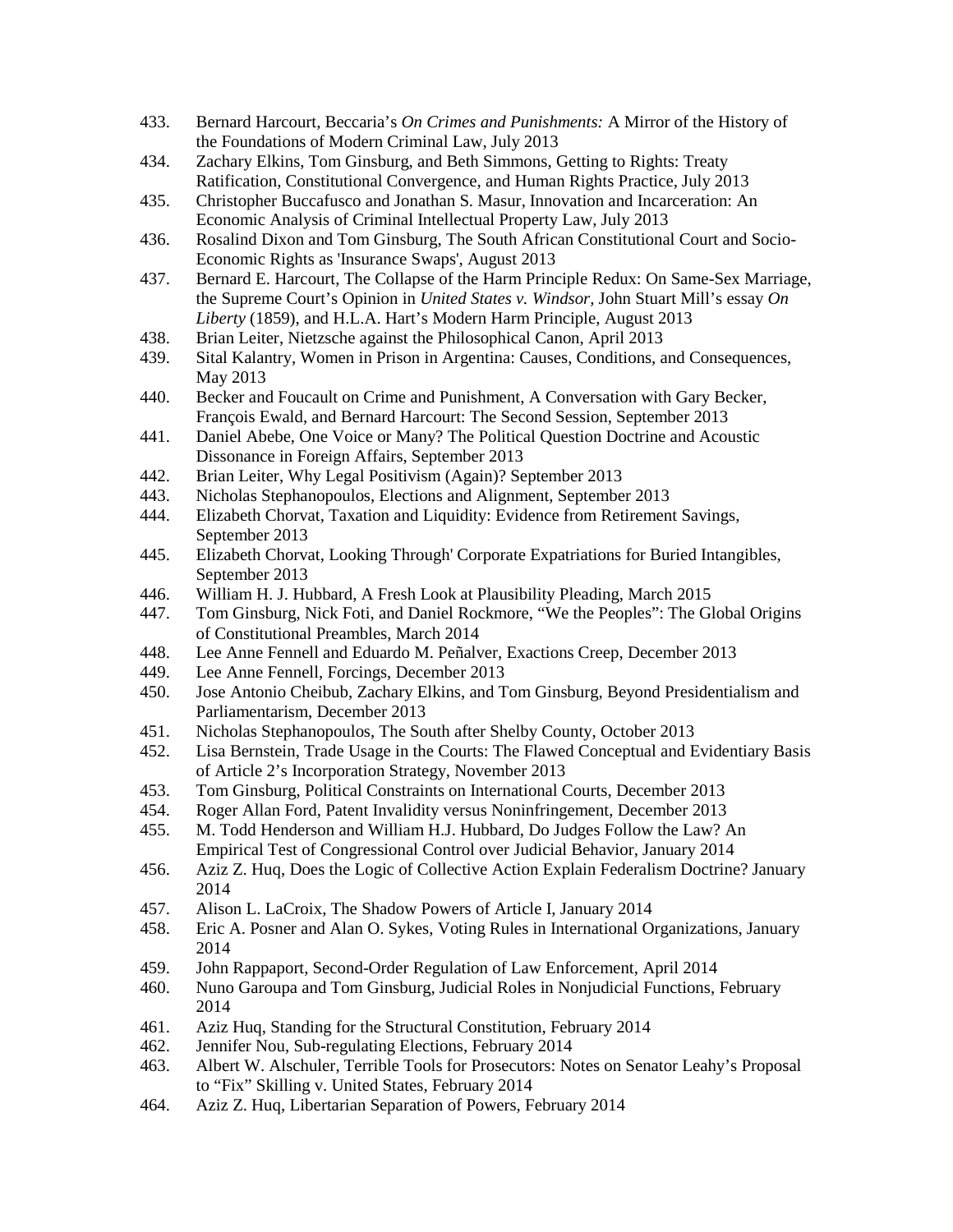433. Bernard Harcourt, Beccaria's *On Crimes and Punishments:* A Mirror of the History of the Foundations of Modern Criminal Law, July 2013
434. Zachary Elkins, Tom Ginsburg, and Beth Simmons, Getting to Rights: Treaty Ratification, Constitutional Convergence, and Human Rights Practice, July 2013
435. Christopher Buccafusco and Jonathan S. Masur, Innovation and Incarceration: An Economic Analysis of Criminal Intellectual Property Law, July 2013
436. Rosalind Dixon and Tom Ginsburg, The South African Constitutional Court and Socio-Economic Rights as 'Insurance Swaps', August 2013
437. Bernard E. Harcourt, The Collapse of the Harm Principle Redux: On Same-Sex Marriage, the Supreme Court's Opinion in *United States v. Windsor,* John Stuart Mill's essay *On Liberty* (1859), and H.L.A. Hart's Modern Harm Principle, August 2013
438. Brian Leiter, Nietzsche against the Philosophical Canon, April 2013
439. Sital Kalantry, Women in Prison in Argentina: Causes, Conditions, and Consequences, May 2013
440. Becker and Foucault on Crime and Punishment, A Conversation with Gary Becker, François Ewald, and Bernard Harcourt: The Second Session, September 2013
441. Daniel Abebe, One Voice or Many? The Political Question Doctrine and Acoustic Dissonance in Foreign Affairs, September 2013
442. Brian Leiter, Why Legal Positivism (Again)? September 2013
443. Nicholas Stephanopoulos, Elections and Alignment, September 2013
444. Elizabeth Chorvat, Taxation and Liquidity: Evidence from Retirement Savings, September 2013
445. Elizabeth Chorvat, Looking Through' Corporate Expatriations for Buried Intangibles, September 2013
446. William H. J. Hubbard, A Fresh Look at Plausibility Pleading, March 2015
447. Tom Ginsburg, Nick Foti, and Daniel Rockmore, "We the Peoples": The Global Origins of Constitutional Preambles, March 2014
448. Lee Anne Fennell and Eduardo M. Peñalver, Exactions Creep, December 2013
449. Lee Anne Fennell, Forcings, December 2013
450. Jose Antonio Cheibub, Zachary Elkins, and Tom Ginsburg, Beyond Presidentialism and Parliamentarism, December 2013
451. Nicholas Stephanopoulos, The South after Shelby County, October 2013
452. Lisa Bernstein, Trade Usage in the Courts: The Flawed Conceptual and Evidentiary Basis of Article 2's Incorporation Strategy, November 2013
453. Tom Ginsburg, Political Constraints on International Courts, December 2013
454. Roger Allan Ford, Patent Invalidity versus Noninfringement, December 2013
455. M. Todd Henderson and William H.J. Hubbard, Do Judges Follow the Law? An Empirical Test of Congressional Control over Judicial Behavior, January 2014
456. Aziz Z. Huq, Does the Logic of Collective Action Explain Federalism Doctrine? January 2014
457. Alison L. LaCroix, The Shadow Powers of Article I, January 2014
458. Eric A. Posner and Alan O. Sykes, Voting Rules in International Organizations, January 2014
459. John Rappaport, Second-Order Regulation of Law Enforcement, April 2014
460. Nuno Garoupa and Tom Ginsburg, Judicial Roles in Nonjudicial Functions, February 2014
461. Aziz Huq, Standing for the Structural Constitution, February 2014
462. Jennifer Nou, Sub-regulating Elections, February 2014
463. Albert W. Alschuler, Terrible Tools for Prosecutors: Notes on Senator Leahy's Proposal to "Fix" Skilling v. United States, February 2014
464. Aziz Z. Huq, Libertarian Separation of Powers, February 2014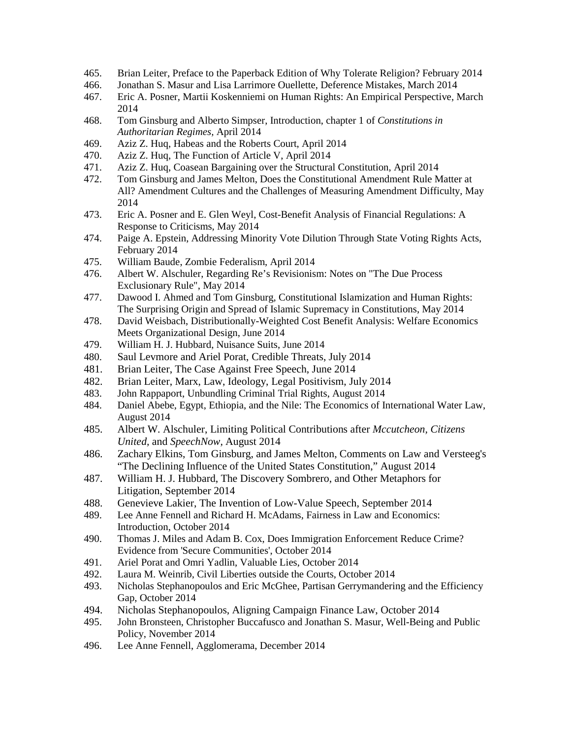465. Brian Leiter, Preface to the Paperback Edition of Why Tolerate Religion? February 2014
466. Jonathan S. Masur and Lisa Larrimore Ouellette, Deference Mistakes, March 2014
467. Eric A. Posner, Martii Koskenniemi on Human Rights: An Empirical Perspective, March 2014
468. Tom Ginsburg and Alberto Simpser, Introduction, chapter 1 of *Constitutions in Authoritarian Regimes*, April 2014
469. Aziz Z. Huq, Habeas and the Roberts Court, April 2014
470. Aziz Z. Huq, The Function of Article V, April 2014
471. Aziz Z. Huq, Coasean Bargaining over the Structural Constitution, April 2014
472. Tom Ginsburg and James Melton, Does the Constitutional Amendment Rule Matter at All? Amendment Cultures and the Challenges of Measuring Amendment Difficulty, May 2014
473. Eric A. Posner and E. Glen Weyl, Cost-Benefit Analysis of Financial Regulations: A Response to Criticisms, May 2014
474. Paige A. Epstein, Addressing Minority Vote Dilution Through State Voting Rights Acts, February 2014
475. William Baude, Zombie Federalism, April 2014
476. Albert W. Alschuler, Regarding Re's Revisionism: Notes on "The Due Process Exclusionary Rule", May 2014
477. Dawood I. Ahmed and Tom Ginsburg, Constitutional Islamization and Human Rights: The Surprising Origin and Spread of Islamic Supremacy in Constitutions, May 2014
478. David Weisbach, Distributionally-Weighted Cost Benefit Analysis: Welfare Economics Meets Organizational Design, June 2014
479. William H. J. Hubbard, Nuisance Suits, June 2014
480. Saul Levmore and Ariel Porat, Credible Threats, July 2014
481. Brian Leiter, The Case Against Free Speech, June 2014
482. Brian Leiter, Marx, Law, Ideology, Legal Positivism, July 2014
483. John Rappaport, Unbundling Criminal Trial Rights, August 2014
484. Daniel Abebe, Egypt, Ethiopia, and the Nile: The Economics of International Water Law, August 2014
485. Albert W. Alschuler, Limiting Political Contributions after *Mccutcheon*, *Citizens United*, and *SpeechNow*, August 2014
486. Zachary Elkins, Tom Ginsburg, and James Melton, Comments on Law and Versteeg's "The Declining Influence of the United States Constitution," August 2014
487. William H. J. Hubbard, The Discovery Sombrero, and Other Metaphors for Litigation, September 2014
488. Genevieve Lakier, The Invention of Low-Value Speech, September 2014
489. Lee Anne Fennell and Richard H. McAdams, Fairness in Law and Economics: Introduction, October 2014
490. Thomas J. Miles and Adam B. Cox, Does Immigration Enforcement Reduce Crime? Evidence from 'Secure Communities', October 2014
491. Ariel Porat and Omri Yadlin, Valuable Lies, October 2014
492. Laura M. Weinrib, Civil Liberties outside the Courts, October 2014
493. Nicholas Stephanopoulos and Eric McGhee, Partisan Gerrymandering and the Efficiency Gap, October 2014
494. Nicholas Stephanopoulos, Aligning Campaign Finance Law, October 2014
495. John Bronsteen, Christopher Buccafusco and Jonathan S. Masur, Well-Being and Public Policy, November 2014
496. Lee Anne Fennell, Agglomerama, December 2014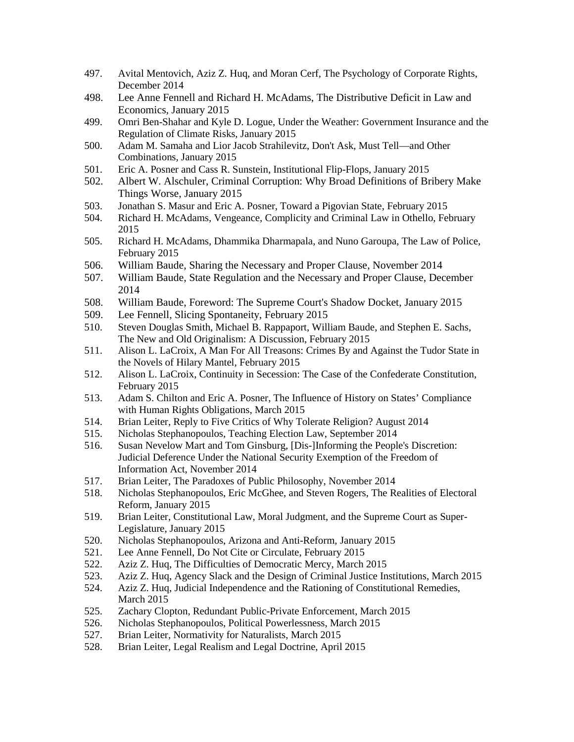497. Avital Mentovich, Aziz Z. Huq, and Moran Cerf, The Psychology of Corporate Rights, December 2014
498. Lee Anne Fennell and Richard H. McAdams, The Distributive Deficit in Law and Economics, January 2015
499. Omri Ben-Shahar and Kyle D. Logue, Under the Weather: Government Insurance and the Regulation of Climate Risks, January 2015
500. Adam M. Samaha and Lior Jacob Strahilevitz, Don't Ask, Must Tell—and Other Combinations, January 2015
501. Eric A. Posner and Cass R. Sunstein, Institutional Flip-Flops, January 2015
502. Albert W. Alschuler, Criminal Corruption: Why Broad Definitions of Bribery Make Things Worse, January 2015
503. Jonathan S. Masur and Eric A. Posner, Toward a Pigovian State, February 2015
504. Richard H. McAdams, Vengeance, Complicity and Criminal Law in Othello, February 2015
505. Richard H. McAdams, Dhammika Dharmapala, and Nuno Garoupa, The Law of Police, February 2015
506. William Baude, Sharing the Necessary and Proper Clause, November 2014
507. William Baude, State Regulation and the Necessary and Proper Clause, December 2014
508. William Baude, Foreword: The Supreme Court's Shadow Docket, January 2015
509. Lee Fennell, Slicing Spontaneity, February 2015
510. Steven Douglas Smith, Michael B. Rappaport, William Baude, and Stephen E. Sachs, The New and Old Originalism: A Discussion, February 2015
511. Alison L. LaCroix, A Man For All Treasons: Crimes By and Against the Tudor State in the Novels of Hilary Mantel, February 2015
512. Alison L. LaCroix, Continuity in Secession: The Case of the Confederate Constitution, February 2015
513. Adam S. Chilton and Eric A. Posner, The Influence of History on States' Compliance with Human Rights Obligations, March 2015
514. Brian Leiter, Reply to Five Critics of Why Tolerate Religion? August 2014
515. Nicholas Stephanopoulos, Teaching Election Law, September 2014
516. Susan Nevelow Mart and Tom Ginsburg, [Dis-]Informing the People's Discretion: Judicial Deference Under the National Security Exemption of the Freedom of Information Act, November 2014
517. Brian Leiter, The Paradoxes of Public Philosophy, November 2014
518. Nicholas Stephanopoulos, Eric McGhee, and Steven Rogers, The Realities of Electoral Reform, January 2015
519. Brian Leiter, Constitutional Law, Moral Judgment, and the Supreme Court as Super-Legislature, January 2015
520. Nicholas Stephanopoulos, Arizona and Anti-Reform, January 2015
521. Lee Anne Fennell, Do Not Cite or Circulate, February 2015
522. Aziz Z. Huq, The Difficulties of Democratic Mercy, March 2015
523. Aziz Z. Huq, Agency Slack and the Design of Criminal Justice Institutions, March 2015
524. Aziz Z. Huq, Judicial Independence and the Rationing of Constitutional Remedies, March 2015
525. Zachary Clopton, Redundant Public-Private Enforcement, March 2015
526. Nicholas Stephanopoulos, Political Powerlessness, March 2015
527. Brian Leiter, Normativity for Naturalists, March 2015
528. Brian Leiter, Legal Realism and Legal Doctrine, April 2015